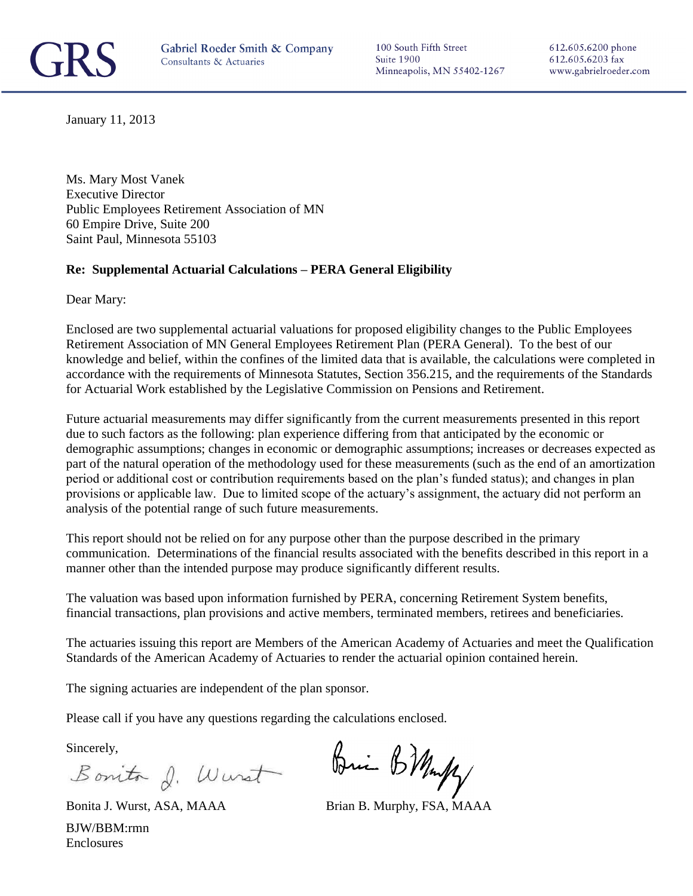GRS Gabriel Roeder Smith & Company
Consultants & Actuaries

100 South Fifth Street
Suite 1900
Minneapolis, MN 55402-1267

612.605.6200 phone
612.605.6203 fax
www.gabrielroeder.com

January 11, 2013

Ms. Mary Most Vanek
Executive Director
Public Employees Retirement Association of MN
60 Empire Drive, Suite 200
Saint Paul, Minnesota 55103

**Re: Supplemental Actuarial Calculations – PERA General Eligibility**

Dear Mary:

Enclosed are two supplemental actuarial valuations for proposed eligibility changes to the Public Employees Retirement Association of MN General Employees Retirement Plan (PERA General). To the best of our knowledge and belief, within the confines of the limited data that is available, the calculations were completed in accordance with the requirements of Minnesota Statutes, Section 356.215, and the requirements of the Standards for Actuarial Work established by the Legislative Commission on Pensions and Retirement.

Future actuarial measurements may differ significantly from the current measurements presented in this report due to such factors as the following: plan experience differing from that anticipated by the economic or demographic assumptions; changes in economic or demographic assumptions; increases or decreases expected as part of the natural operation of the methodology used for these measurements (such as the end of an amortization period or additional cost or contribution requirements based on the plan's funded status); and changes in plan provisions or applicable law. Due to limited scope of the actuary's assignment, the actuary did not perform an analysis of the potential range of such future measurements.

This report should not be relied on for any purpose other than the purpose described in the primary communication. Determinations of the financial results associated with the benefits described in this report in a manner other than the intended purpose may produce significantly different results.

The valuation was based upon information furnished by PERA, concerning Retirement System benefits, financial transactions, plan provisions and active members, terminated members, retirees and beneficiaries.

The actuaries issuing this report are Members of the American Academy of Actuaries and meet the Qualification Standards of the American Academy of Actuaries to render the actuarial opinion contained herein.

The signing actuaries are independent of the plan sponsor.

Please call if you have any questions regarding the calculations enclosed.

Sincerely,

Bonita J. Wurst, ASA, MAAA

Brian B. Murphy, FSA, MAAA

BJW/BBM:rmn
Enclosures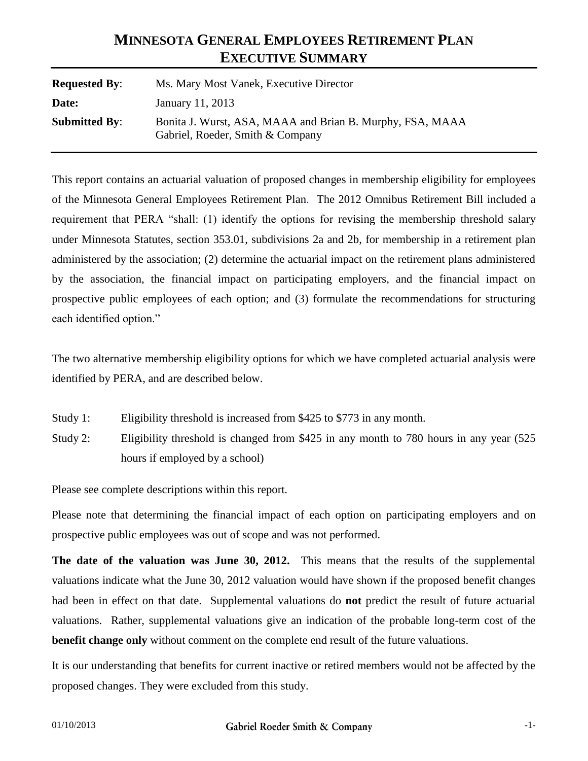# MINNESOTA GENERAL EMPLOYEES RETIREMENT PLAN
# EXECUTIVE SUMMARY

| | |
|---|---|
| **Requested By**: | Ms. Mary Most Vanek, Executive Director |
| **Date:** | January 11, 2013 |
| **Submitted By**: | Bonita J. Wurst, ASA, MAAA and Brian B. Murphy, FSA, MAAA<br>Gabriel, Roeder, Smith & Company |

This report contains an actuarial valuation of proposed changes in membership eligibility for employees of the Minnesota General Employees Retirement Plan. The 2012 Omnibus Retirement Bill included a requirement that PERA "shall: (1) identify the options for revising the membership threshold salary under Minnesota Statutes, section 353.01, subdivisions 2a and 2b, for membership in a retirement plan administered by the association; (2) determine the actuarial impact on the retirement plans administered by the association, the financial impact on participating employers, and the financial impact on prospective public employees of each option; and (3) formulate the recommendations for structuring each identified option."

The two alternative membership eligibility options for which we have completed actuarial analysis were identified by PERA, and are described below.

Study 1: Eligibility threshold is increased from $425 to $773 in any month.

Study 2: Eligibility threshold is changed from $425 in any month to 780 hours in any year (525 hours if employed by a school)

Please see complete descriptions within this report.

Please note that determining the financial impact of each option on participating employers and on prospective public employees was out of scope and was not performed.

**The date of the valuation was June 30, 2012.** This means that the results of the supplemental valuations indicate what the June 30, 2012 valuation would have shown if the proposed benefit changes had been in effect on that date. Supplemental valuations do **not** predict the result of future actuarial valuations. Rather, supplemental valuations give an indication of the probable long-term cost of the **benefit change only** without comment on the complete end result of the future valuations.

It is our understanding that benefits for current inactive or retired members would not be affected by the proposed changes. They were excluded from this study.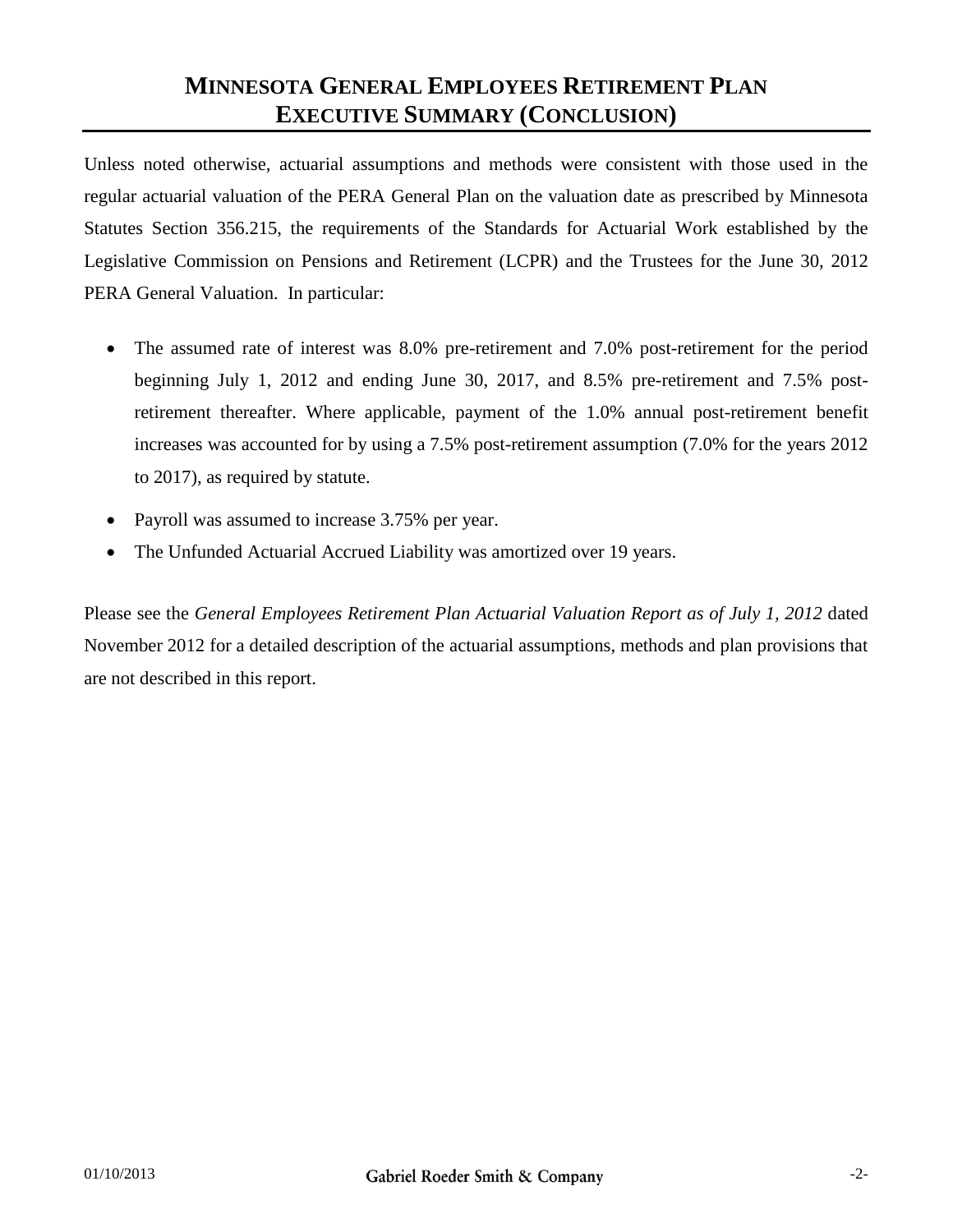# MINNESOTA GENERAL EMPLOYEES RETIREMENT PLAN
# EXECUTIVE SUMMARY (CONCLUSION)

Unless noted otherwise, actuarial assumptions and methods were consistent with those used in the regular actuarial valuation of the PERA General Plan on the valuation date as prescribed by Minnesota Statutes Section 356.215, the requirements of the Standards for Actuarial Work established by the Legislative Commission on Pensions and Retirement (LCPR) and the Trustees for the June 30, 2012 PERA General Valuation. In particular:

- The assumed rate of interest was 8.0% pre-retirement and 7.0% post-retirement for the period beginning July 1, 2012 and ending June 30, 2017, and 8.5% pre-retirement and 7.5% post-retirement thereafter. Where applicable, payment of the 1.0% annual post-retirement benefit increases was accounted for by using a 7.5% post-retirement assumption (7.0% for the years 2012 to 2017), as required by statute.
- Payroll was assumed to increase 3.75% per year.
- The Unfunded Actuarial Accrued Liability was amortized over 19 years.

Please see the *General Employees Retirement Plan Actuarial Valuation Report as of July 1, 2012* dated November 2012 for a detailed description of the actuarial assumptions, methods and plan provisions that are not described in this report.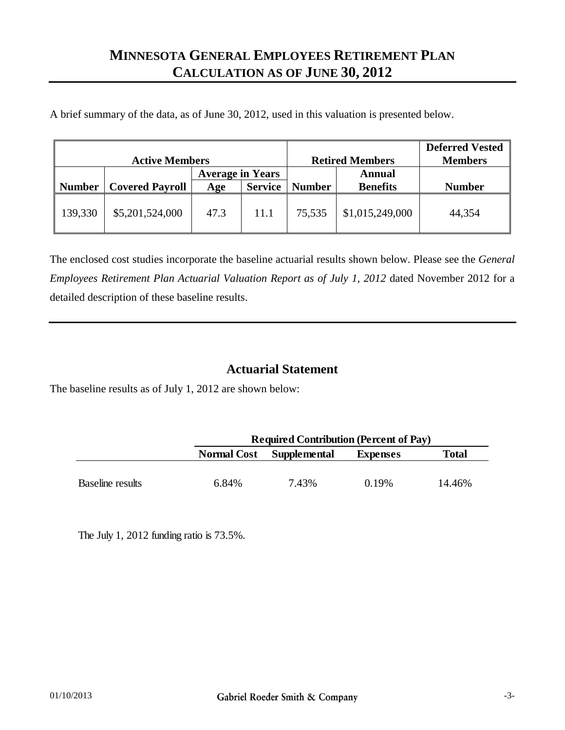# MINNESOTA GENERAL EMPLOYEES RETIREMENT PLAN
# CALCULATION AS OF JUNE 30, 2012

A brief summary of the data, as of June 30, 2012, used in this valuation is presented below.

| Active Members | | | | Retired Members | | Deferred Vested Members |
|---|---|---|---|---|---|---|
| | | Average in Years | | | Annual | |
| Number | Covered Payroll | Age | Service | Number | Benefits | Number |
| 139,330 | $5,201,524,000 | 47.3 | 11.1 | 75,535 | $1,015,249,000 | 44,354 |

The enclosed cost studies incorporate the baseline actuarial results shown below. Please see the *General Employees Retirement Plan Actuarial Valuation Report as of July 1, 2012* dated November 2012 for a detailed description of these baseline results.

## Actuarial Statement

The baseline results as of July 1, 2012 are shown below:

| | Required Contribution (Percent of Pay) | | | |
|---|---|---|---|---|
| | Normal Cost | Supplemental | Expenses | Total |
| Baseline results | 6.84% | 7.43% | 0.19% | 14.46% |

The July 1, 2012 funding ratio is 73.5%.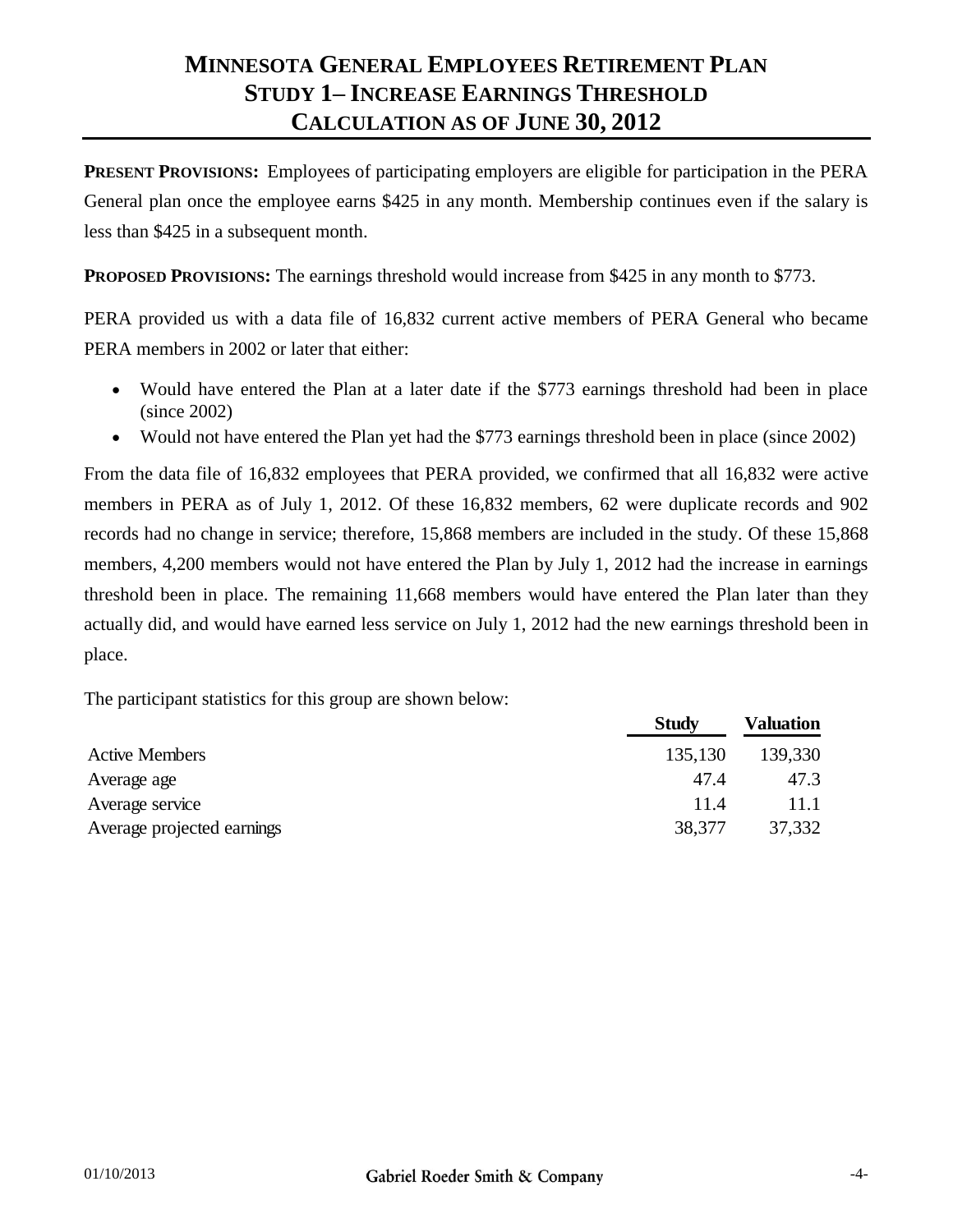# Minnesota General Employees Retirement Plan
# Study 1– Increase Earnings Threshold
# Calculation as of June 30, 2012

**Present Provisions:** Employees of participating employers are eligible for participation in the PERA General plan once the employee earns $425 in any month. Membership continues even if the salary is less than $425 in a subsequent month.

**Proposed Provisions:** The earnings threshold would increase from $425 in any month to $773.

PERA provided us with a data file of 16,832 current active members of PERA General who became PERA members in 2002 or later that either:

- Would have entered the Plan at a later date if the $773 earnings threshold had been in place (since 2002)
- Would not have entered the Plan yet had the $773 earnings threshold been in place (since 2002)

From the data file of 16,832 employees that PERA provided, we confirmed that all 16,832 were active members in PERA as of July 1, 2012. Of these 16,832 members, 62 were duplicate records and 902 records had no change in service; therefore, 15,868 members are included in the study. Of these 15,868 members, 4,200 members would not have entered the Plan by July 1, 2012 had the increase in earnings threshold been in place. The remaining 11,668 members would have entered the Plan later than they actually did, and would have earned less service on July 1, 2012 had the new earnings threshold been in place.

The participant statistics for this group are shown below:

| | Study | Valuation |
|---|---|---|
| Active Members | 135,130 | 139,330 |
| Average age | 47.4 | 47.3 |
| Average service | 11.4 | 11.1 |
| Average projected earnings | 38,377 | 37,332 |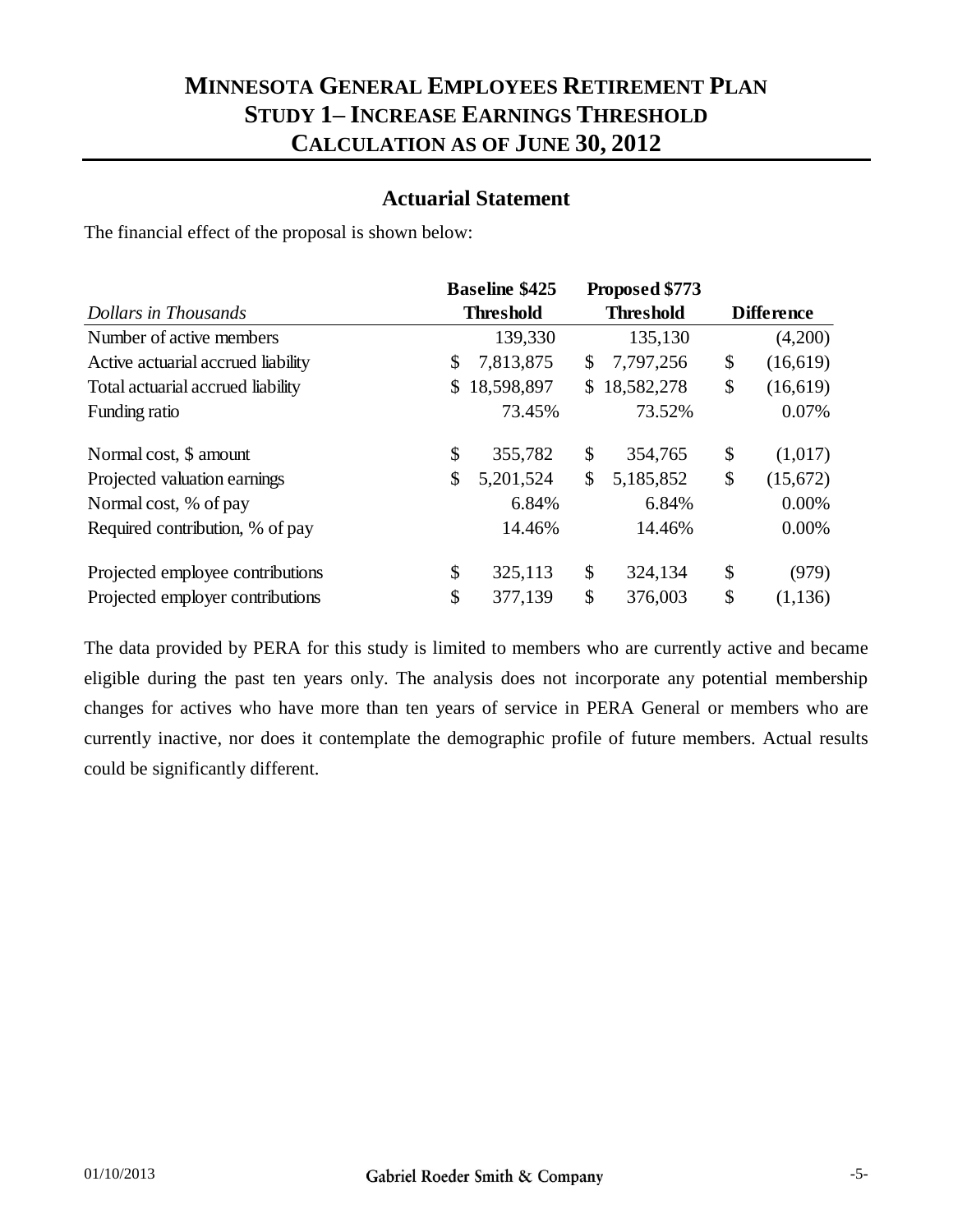# MINNESOTA GENERAL EMPLOYEES RETIREMENT PLAN
# STUDY 1– INCREASE EARNINGS THRESHOLD
# CALCULATION AS OF JUNE 30, 2012

## Actuarial Statement

The financial effect of the proposal is shown below:

| *Dollars in Thousands* | Baseline $425 Threshold | Proposed $773 Threshold | Difference |
|---|---|---|---|
| Number of active members | 139,330 | 135,130 | (4,200) |
| Active actuarial accrued liability | $ 7,813,875 | $ 7,797,256 | $ (16,619) |
| Total actuarial accrued liability | $ 18,598,897 | $ 18,582,278 | $ (16,619) |
| Funding ratio | 73.45% | 73.52% | 0.07% |
| Normal cost, $ amount | $ 355,782 | $ 354,765 | $ (1,017) |
| Projected valuation earnings | $ 5,201,524 | $ 5,185,852 | $ (15,672) |
| Normal cost, % of pay | 6.84% | 6.84% | 0.00% |
| Required contribution, % of pay | 14.46% | 14.46% | 0.00% |
| Projected employee contributions | $ 325,113 | $ 324,134 | $ (979) |
| Projected employer contributions | $ 377,139 | $ 376,003 | $ (1,136) |

The data provided by PERA for this study is limited to members who are currently active and became eligible during the past ten years only. The analysis does not incorporate any potential membership changes for actives who have more than ten years of service in PERA General or members who are currently inactive, nor does it contemplate the demographic profile of future members. Actual results could be significantly different.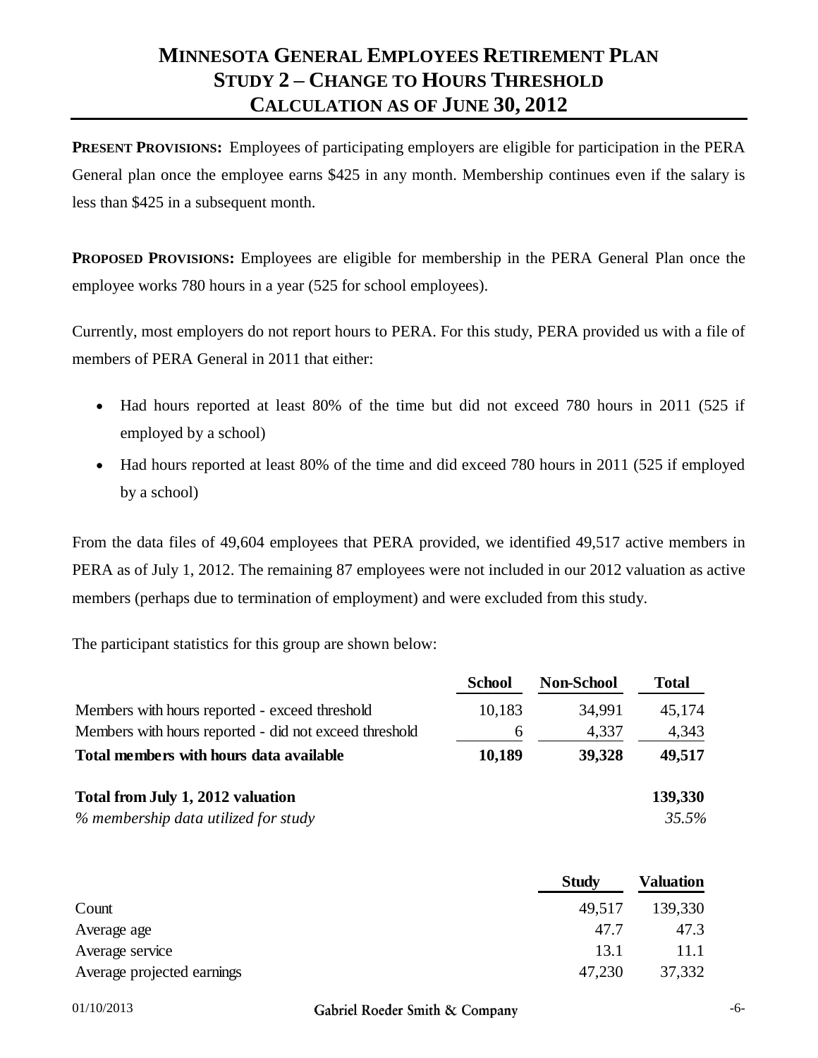# MINNESOTA GENERAL EMPLOYEES RETIREMENT PLAN
# STUDY 2 – CHANGE TO HOURS THRESHOLD
# CALCULATION AS OF JUNE 30, 2012

**PRESENT PROVISIONS:** Employees of participating employers are eligible for participation in the PERA General plan once the employee earns $425 in any month. Membership continues even if the salary is less than $425 in a subsequent month.

**PROPOSED PROVISIONS:** Employees are eligible for membership in the PERA General Plan once the employee works 780 hours in a year (525 for school employees).

Currently, most employers do not report hours to PERA. For this study, PERA provided us with a file of members of PERA General in 2011 that either:

- Had hours reported at least 80% of the time but did not exceed 780 hours in 2011 (525 if employed by a school)
- Had hours reported at least 80% of the time and did exceed 780 hours in 2011 (525 if employed by a school)

From the data files of 49,604 employees that PERA provided, we identified 49,517 active members in PERA as of July 1, 2012. The remaining 87 employees were not included in our 2012 valuation as active members (perhaps due to termination of employment) and were excluded from this study.

The participant statistics for this group are shown below:

| | School | Non-School | Total |
|---|---|---|---|
| Members with hours reported - exceed threshold | 10,183 | 34,991 | 45,174 |
| Members with hours reported - did not exceed threshold | 6 | 4,337 | 4,343 |
| **Total members with hours data available** | **10,189** | **39,328** | **49,517** |
| **Total from July 1, 2012 valuation** | | | **139,330** |
| *% membership data utilized for study* | | | *35.5%* |

| | Study | Valuation |
|---|---|---|
| Count | 49,517 | 139,330 |
| Average age | 47.7 | 47.3 |
| Average service | 13.1 | 11.1 |
| Average projected earnings | 47,230 | 37,332 |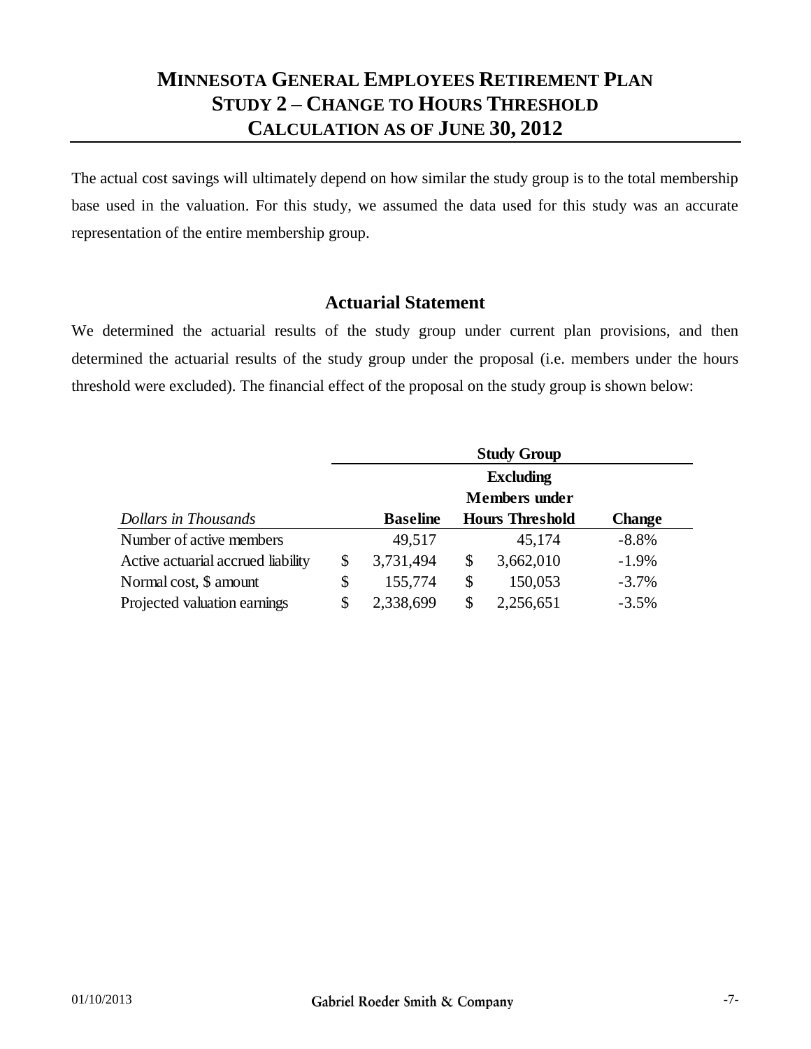# MINNESOTA GENERAL EMPLOYEES RETIREMENT PLAN
# STUDY 2 – CHANGE TO HOURS THRESHOLD
# CALCULATION AS OF JUNE 30, 2012

The actual cost savings will ultimately depend on how similar the study group is to the total membership base used in the valuation. For this study, we assumed the data used for this study was an accurate representation of the entire membership group.

## Actuarial Statement

We determined the actuarial results of the study group under current plan provisions, and then determined the actuarial results of the study group under the proposal (i.e. members under the hours threshold were excluded). The financial effect of the proposal on the study group is shown below:

| | Study Group | | |
|---|---|---|---|
| *Dollars in Thousands* | **Baseline** | **Excluding Members under Hours Threshold** | **Change** |
| Number of active members | 49,517 | 45,174 | -8.8% |
| Active actuarial accrued liability | $ 3,731,494 | $ 3,662,010 | -1.9% |
| Normal cost, $ amount | $ 155,774 | $ 150,053 | -3.7% |
| Projected valuation earnings | $ 2,338,699 | $ 2,256,651 | -3.5% |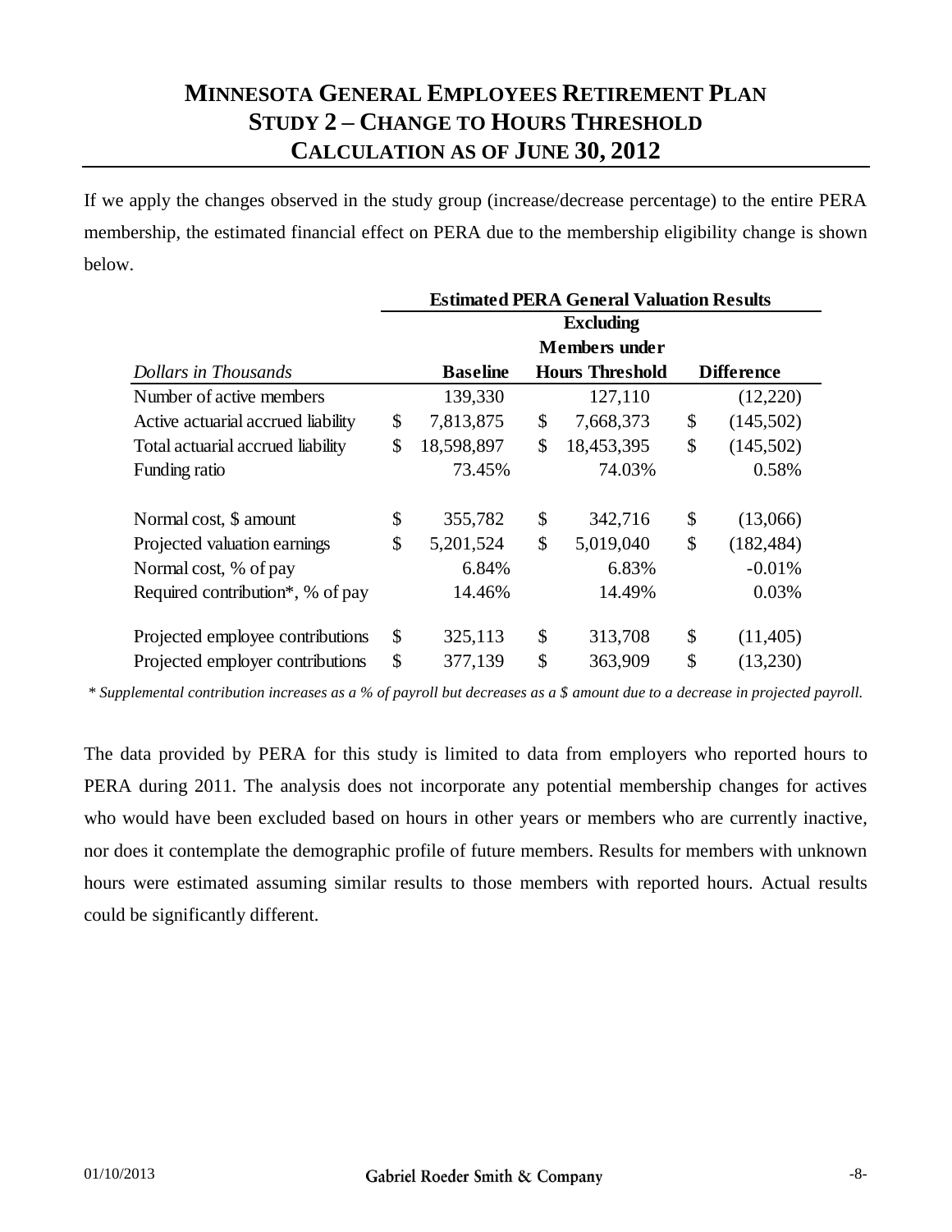# MINNESOTA GENERAL EMPLOYEES RETIREMENT PLAN
# STUDY 2 – CHANGE TO HOURS THRESHOLD
# CALCULATION AS OF JUNE 30, 2012

If we apply the changes observed in the study group (increase/decrease percentage) to the entire PERA membership, the estimated financial effect on PERA due to the membership eligibility change is shown below.

| | Estimated PERA General Valuation Results | | |
|---|---|---|---|
| *Dollars in Thousands* | **Baseline** | **Excluding Members under Hours Threshold** | **Difference** |
| Number of active members | 139,330 | 127,110 | (12,220) |
| Active actuarial accrued liability | $ 7,813,875 | $ 7,668,373 | $ (145,502) |
| Total actuarial accrued liability | $ 18,598,897 | $ 18,453,395 | $ (145,502) |
| Funding ratio | 73.45% | 74.03% | 0.58% |
| | | | |
| Normal cost, $ amount | $ 355,782 | $ 342,716 | $ (13,066) |
| Projected valuation earnings | $ 5,201,524 | $ 5,019,040 | $ (182,484) |
| Normal cost, % of pay | 6.84% | 6.83% | -0.01% |
| Required contribution*, % of pay | 14.46% | 14.49% | 0.03% |
| | | | |
| Projected employee contributions | $ 325,113 | $ 313,708 | $ (11,405) |
| Projected employer contributions | $ 377,139 | $ 363,909 | $ (13,230) |

*\* Supplemental contribution increases as a % of payroll but decreases as a $ amount due to a decrease in projected payroll.*

The data provided by PERA for this study is limited to data from employers who reported hours to PERA during 2011. The analysis does not incorporate any potential membership changes for actives who would have been excluded based on hours in other years or members who are currently inactive, nor does it contemplate the demographic profile of future members. Results for members with unknown hours were estimated assuming similar results to those members with reported hours. Actual results could be significantly different.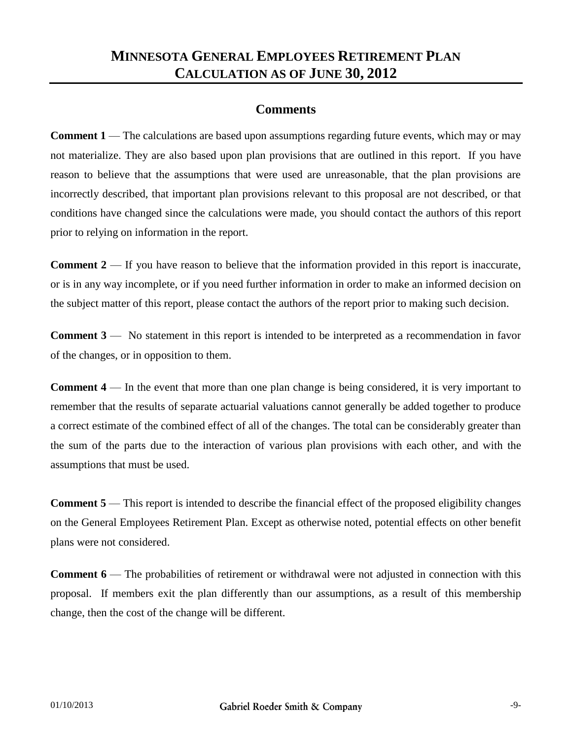# MINNESOTA GENERAL EMPLOYEES RETIREMENT PLAN
# CALCULATION AS OF JUNE 30, 2012

## Comments

**Comment 1** — The calculations are based upon assumptions regarding future events, which may or may not materialize. They are also based upon plan provisions that are outlined in this report. If you have reason to believe that the assumptions that were used are unreasonable, that the plan provisions are incorrectly described, that important plan provisions relevant to this proposal are not described, or that conditions have changed since the calculations were made, you should contact the authors of this report prior to relying on information in the report.

**Comment 2** — If you have reason to believe that the information provided in this report is inaccurate, or is in any way incomplete, or if you need further information in order to make an informed decision on the subject matter of this report, please contact the authors of the report prior to making such decision.

**Comment 3** — No statement in this report is intended to be interpreted as a recommendation in favor of the changes, or in opposition to them.

**Comment 4** — In the event that more than one plan change is being considered, it is very important to remember that the results of separate actuarial valuations cannot generally be added together to produce a correct estimate of the combined effect of all of the changes. The total can be considerably greater than the sum of the parts due to the interaction of various plan provisions with each other, and with the assumptions that must be used.

**Comment 5** — This report is intended to describe the financial effect of the proposed eligibility changes on the General Employees Retirement Plan. Except as otherwise noted, potential effects on other benefit plans were not considered.

**Comment 6** — The probabilities of retirement or withdrawal were not adjusted in connection with this proposal. If members exit the plan differently than our assumptions, as a result of this membership change, then the cost of the change will be different.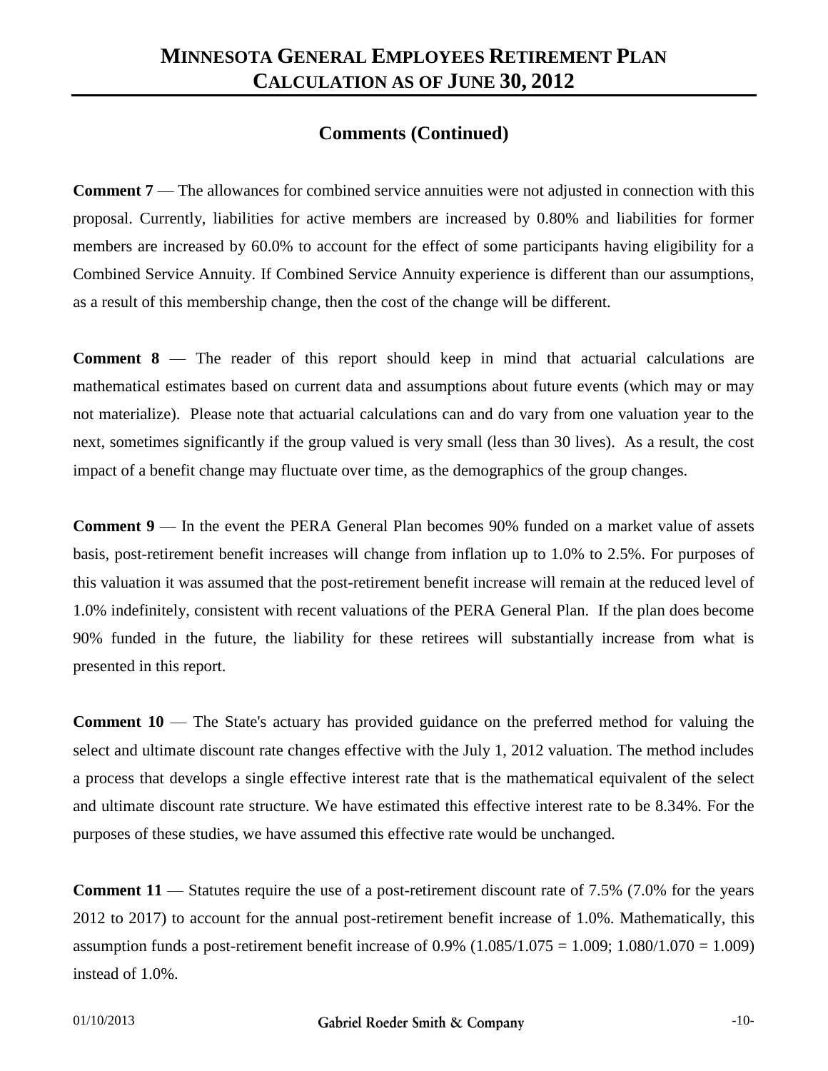## Comments (Continued)

**Comment 7** — The allowances for combined service annuities were not adjusted in connection with this proposal. Currently, liabilities for active members are increased by 0.80% and liabilities for former members are increased by 60.0% to account for the effect of some participants having eligibility for a Combined Service Annuity. If Combined Service Annuity experience is different than our assumptions, as a result of this membership change, then the cost of the change will be different.

**Comment 8** — The reader of this report should keep in mind that actuarial calculations are mathematical estimates based on current data and assumptions about future events (which may or may not materialize). Please note that actuarial calculations can and do vary from one valuation year to the next, sometimes significantly if the group valued is very small (less than 30 lives). As a result, the cost impact of a benefit change may fluctuate over time, as the demographics of the group changes.

**Comment 9** — In the event the PERA General Plan becomes 90% funded on a market value of assets basis, post-retirement benefit increases will change from inflation up to 1.0% to 2.5%. For purposes of this valuation it was assumed that the post-retirement benefit increase will remain at the reduced level of 1.0% indefinitely, consistent with recent valuations of the PERA General Plan. If the plan does become 90% funded in the future, the liability for these retirees will substantially increase from what is presented in this report.

**Comment 10** — The State's actuary has provided guidance on the preferred method for valuing the select and ultimate discount rate changes effective with the July 1, 2012 valuation. The method includes a process that develops a single effective interest rate that is the mathematical equivalent of the select and ultimate discount rate structure. We have estimated this effective interest rate to be 8.34%. For the purposes of these studies, we have assumed this effective rate would be unchanged.

**Comment 11** — Statutes require the use of a post-retirement discount rate of 7.5% (7.0% for the years 2012 to 2017) to account for the annual post-retirement benefit increase of 1.0%. Mathematically, this assumption funds a post-retirement benefit increase of 0.9% ($1.085/1.075 = 1.009$; $1.080/1.070 = 1.009$) instead of 1.0%.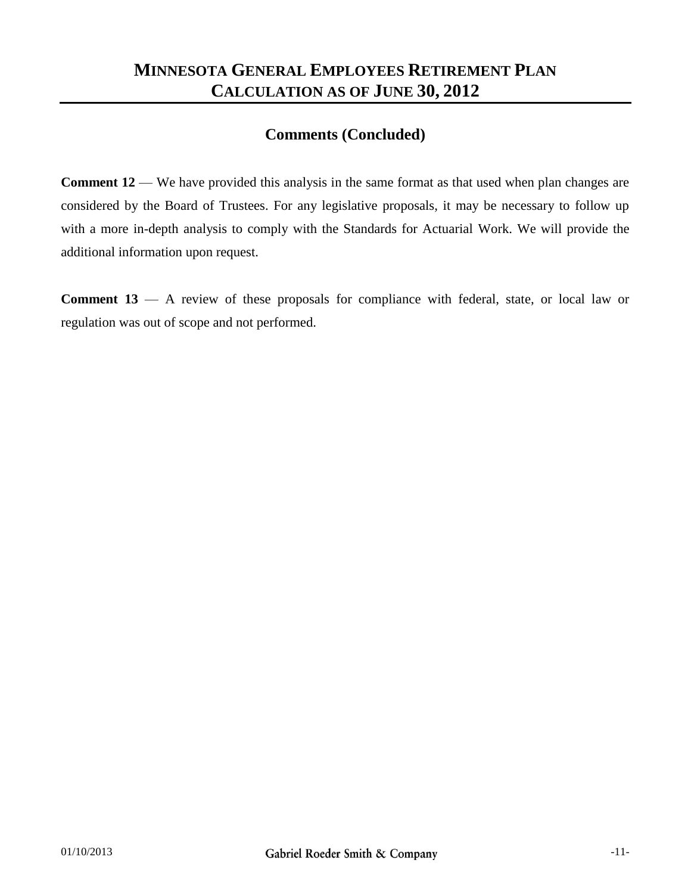## Comments (Concluded)

**Comment 12** — We have provided this analysis in the same format as that used when plan changes are considered by the Board of Trustees. For any legislative proposals, it may be necessary to follow up with a more in-depth analysis to comply with the Standards for Actuarial Work. We will provide the additional information upon request.

**Comment 13** — A review of these proposals for compliance with federal, state, or local law or regulation was out of scope and not performed.